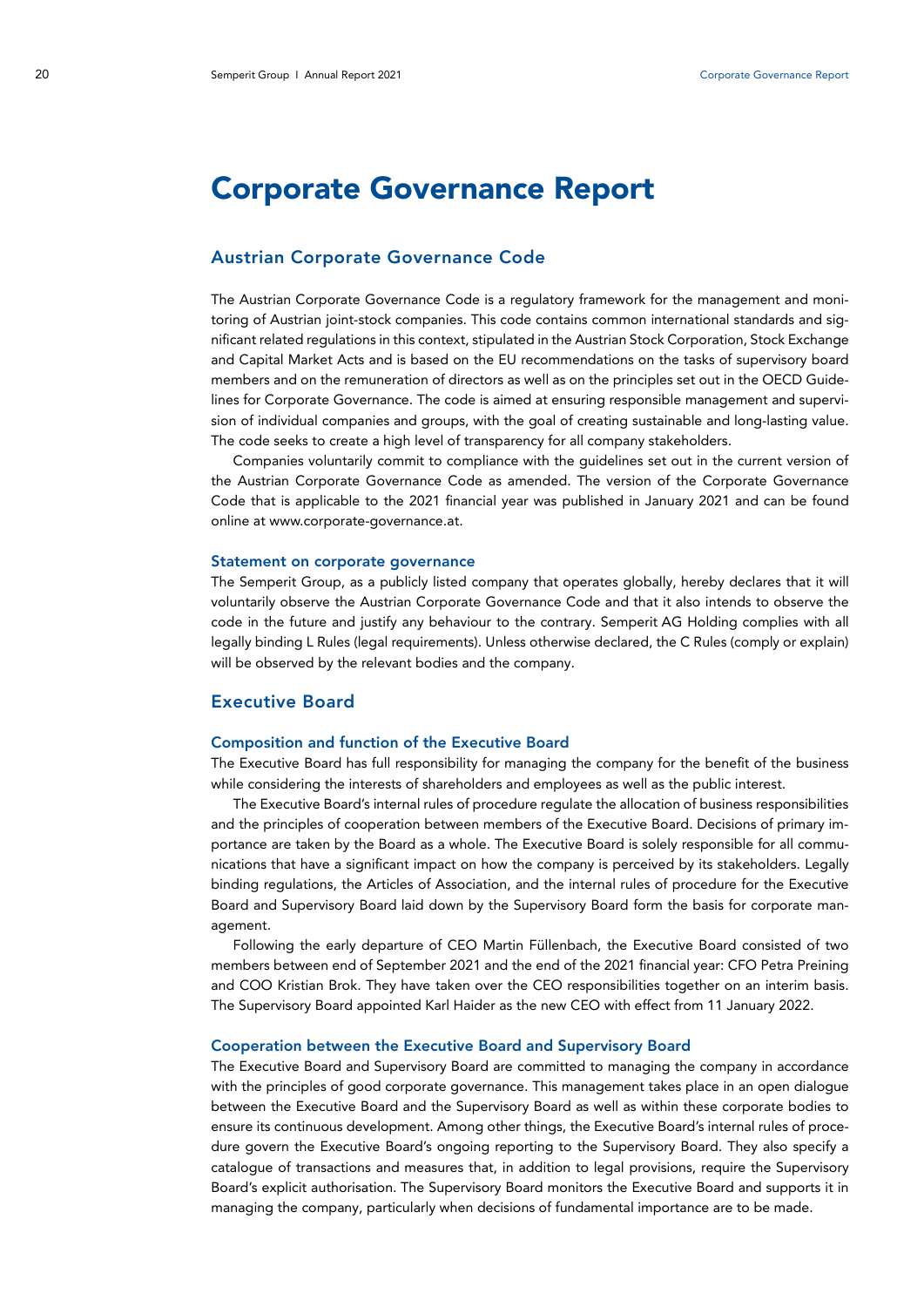# Corporate Governance Report

## Austrian Corporate Governance Code

The Austrian Corporate Governance Code is a regulatory framework for the management and monitoring of Austrian joint-stock companies. This code contains common international standards and significant related regulations in this context, stipulated in the Austrian Stock Corporation, Stock Exchange and Capital Market Acts and is based on the EU recommendations on the tasks of supervisory board members and on the remuneration of directors as well as on the principles set out in the OECD Guidelines for Corporate Governance. The code is aimed at ensuring responsible management and supervision of individual companies and groups, with the goal of creating sustainable and long-lasting value. The code seeks to create a high level of transparency for all company stakeholders.

Companies voluntarily commit to compliance with the guidelines set out in the current version of the Austrian Corporate Governance Code as amended. The version of the Corporate Governance Code that is applicable to the 2021 financial year was published in January 2021 and can be found online at www.corporate-governance.at.

### Statement on corporate governance

The Semperit Group, as a publicly listed company that operates globally, hereby declares that it will voluntarily observe the Austrian Corporate Governance Code and that it also intends to observe the code in the future and justify any behaviour to the contrary. Semperit AG Holding complies with all legally binding L Rules (legal requirements). Unless otherwise declared, the C Rules (comply or explain) will be observed by the relevant bodies and the company.

## Executive Board

### Composition and function of the Executive Board

The Executive Board has full responsibility for managing the company for the benefit of the business while considering the interests of shareholders and employees as well as the public interest.

The Executive Board's internal rules of procedure regulate the allocation of business responsibilities and the principles of cooperation between members of the Executive Board. Decisions of primary importance are taken by the Board as a whole. The Executive Board is solely responsible for all communications that have a significant impact on how the company is perceived by its stakeholders. Legally binding regulations, the Articles of Association, and the internal rules of procedure for the Executive Board and Supervisory Board laid down by the Supervisory Board form the basis for corporate management.

Following the early departure of CEO Martin Füllenbach, the Executive Board consisted of two members between end of September 2021 and the end of the 2021 financial year: CFO Petra Preining and COO Kristian Brok. They have taken over the CEO responsibilities together on an interim basis. The Supervisory Board appointed Karl Haider as the new CEO with effect from 11 January 2022.

### Cooperation between the Executive Board and Supervisory Board

The Executive Board and Supervisory Board are committed to managing the company in accordance with the principles of good corporate governance. This management takes place in an open dialogue between the Executive Board and the Supervisory Board as well as within these corporate bodies to ensure its continuous development. Among other things, the Executive Board's internal rules of procedure govern the Executive Board's ongoing reporting to the Supervisory Board. They also specify a catalogue of transactions and measures that, in addition to legal provisions, require the Supervisory Board's explicit authorisation. The Supervisory Board monitors the Executive Board and supports it in managing the company, particularly when decisions of fundamental importance are to be made.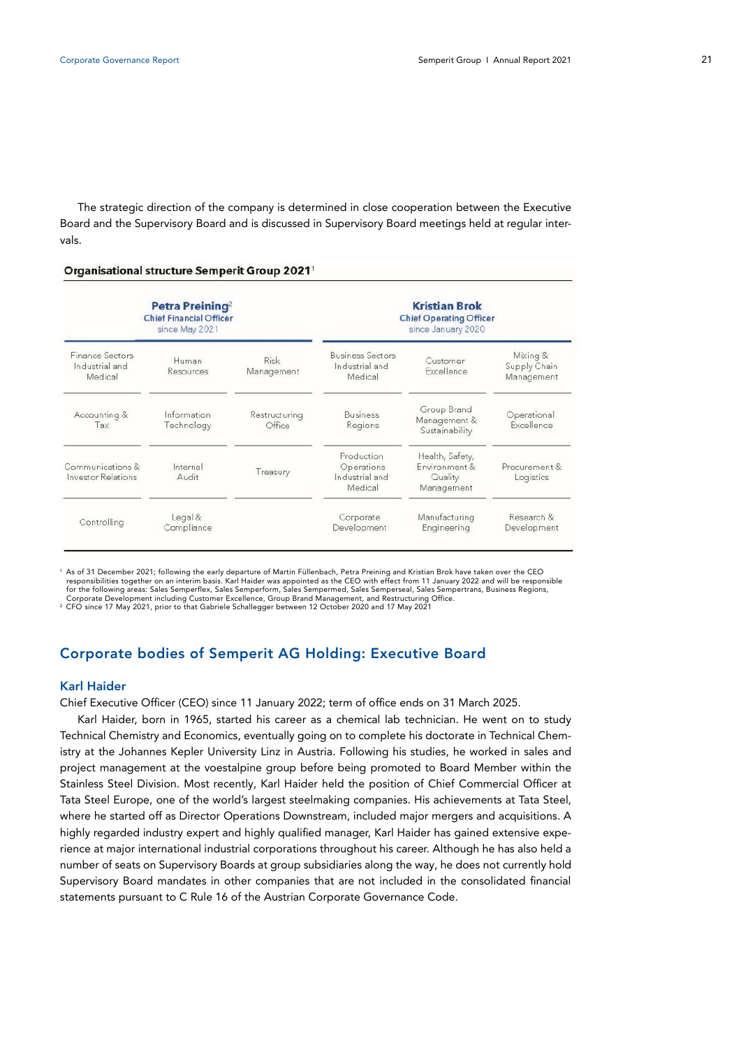The strategic direction of the company is determined in close cooperation between the Executive Board and the Supervisory Board and is discussed in Supervisory Board meetings held at regular intervals.

**Organisational structure Semperit Group 2021**[1]

| Petra Preining[2] Chief Financial Officer since May 2021 | | | Kristian Brok Chief Operating Officer since January 2020 | | |
|---|---|---|---|---|---|
| Finance Sectors Industrial and Medical | Human Resources | Risk Management | Business Sectors Industrial and Medical | Customer Excellence | Mixing & Supply Chain Management |
| Accounting & Tax | Information Technology | Restructuring Office | Business Regions | Group Brand Management & Sustainability | Operational Excellence |
| Communications & Investor Relations | Internal Audit | Treasury | Production Operations Industrial and Medical | Health, Safety, Environment & Quality Management | Procurement & Logistics |
| Controlling | Legal & Compliance | | Corporate Development | Manufacturing Engineering | Research & Development |

[1] As of 31 December 2021; following the early departure of Martin Füllenbach, Petra Preining and Kristian Brok have taken over the CEO responsibilities together on an interim basis. Karl Haider was appointed as the CEO with effect from 11 January 2022 and will be responsible for the following areas: Sales Semperflex, Sales Semperform, Sales Sempermed, Sales Semperseal, Sales Sempertrans, Business Regions, Corporate Development including Customer Excellence, Group Brand Management, and Restructuring Office.
[2] CFO since 17 May 2021, prior to that Gabriele Schallegger between 12 October 2020 and 17 May 2021

## Corporate bodies of Semperit AG Holding: Executive Board

### Karl Haider

Chief Executive Officer (CEO) since 11 January 2022; term of office ends on 31 March 2025.

Karl Haider, born in 1965, started his career as a chemical lab technician. He went on to study Technical Chemistry and Economics, eventually going on to complete his doctorate in Technical Chemistry at the Johannes Kepler University Linz in Austria. Following his studies, he worked in sales and project management at the voestalpine group before being promoted to Board Member within the Stainless Steel Division. Most recently, Karl Haider held the position of Chief Commercial Officer at Tata Steel Europe, one of the world's largest steelmaking companies. His achievements at Tata Steel, where he started off as Director Operations Downstream, included major mergers and acquisitions. A highly regarded industry expert and highly qualified manager, Karl Haider has gained extensive experience at major international industrial corporations throughout his career. Although he has also held a number of seats on Supervisory Boards at group subsidiaries along the way, he does not currently hold Supervisory Board mandates in other companies that are not included in the consolidated financial statements pursuant to C Rule 16 of the Austrian Corporate Governance Code.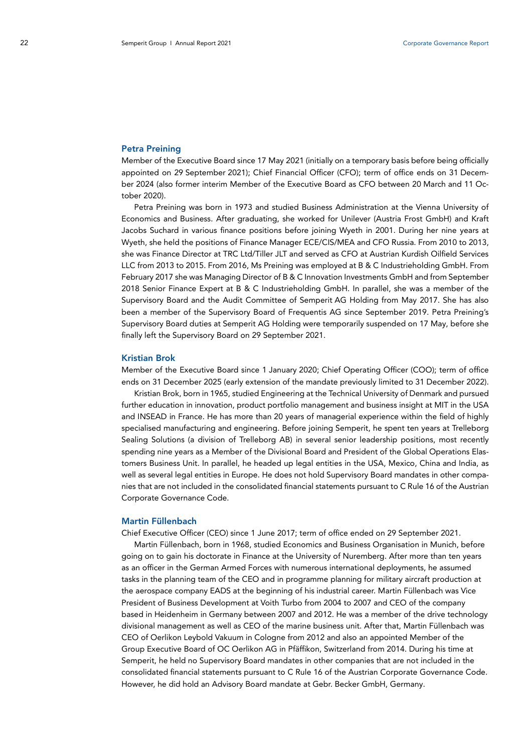### Petra Preining

Member of the Executive Board since 17 May 2021 (initially on a temporary basis before being officially appointed on 29 September 2021); Chief Financial Officer (CFO); term of office ends on 31 December 2024 (also former interim Member of the Executive Board as CFO between 20 March and 11 October 2020).

Petra Preining was born in 1973 and studied Business Administration at the Vienna University of Economics and Business. After graduating, she worked for Unilever (Austria Frost GmbH) and Kraft Jacobs Suchard in various finance positions before joining Wyeth in 2001. During her nine years at Wyeth, she held the positions of Finance Manager ECE/CIS/MEA and CFO Russia. From 2010 to 2013, she was Finance Director at TRC Ltd/Tiller JLT and served as CFO at Austrian Kurdish Oilfield Services LLC from 2013 to 2015. From 2016, Ms Preining was employed at B & C Industrieholding GmbH. From February 2017 she was Managing Director of B & C Innovation Investments GmbH and from September 2018 Senior Finance Expert at B & C Industrieholding GmbH. In parallel, she was a member of the Supervisory Board and the Audit Committee of Semperit AG Holding from May 2017. She has also been a member of the Supervisory Board of Frequentis AG since September 2019. Petra Preining's Supervisory Board duties at Semperit AG Holding were temporarily suspended on 17 May, before she finally left the Supervisory Board on 29 September 2021.

### Kristian Brok

Member of the Executive Board since 1 January 2020; Chief Operating Officer (COO); term of office ends on 31 December 2025 (early extension of the mandate previously limited to 31 December 2022).

Kristian Brok, born in 1965, studied Engineering at the Technical University of Denmark and pursued further education in innovation, product portfolio management and business insight at MIT in the USA and INSEAD in France. He has more than 20 years of managerial experience within the field of highly specialised manufacturing and engineering. Before joining Semperit, he spent ten years at Trelleborg Sealing Solutions (a division of Trelleborg AB) in several senior leadership positions, most recently spending nine years as a Member of the Divisional Board and President of the Global Operations Elastomers Business Unit. In parallel, he headed up legal entities in the USA, Mexico, China and India, as well as several legal entities in Europe. He does not hold Supervisory Board mandates in other companies that are not included in the consolidated financial statements pursuant to C Rule 16 of the Austrian Corporate Governance Code.

### Martin Füllenbach

Chief Executive Officer (CEO) since 1 June 2017; term of office ended on 29 September 2021.

Martin Füllenbach, born in 1968, studied Economics and Business Organisation in Munich, before going on to gain his doctorate in Finance at the University of Nuremberg. After more than ten years as an officer in the German Armed Forces with numerous international deployments, he assumed tasks in the planning team of the CEO and in programme planning for military aircraft production at the aerospace company EADS at the beginning of his industrial career. Martin Füllenbach was Vice President of Business Development at Voith Turbo from 2004 to 2007 and CEO of the company based in Heidenheim in Germany between 2007 and 2012. He was a member of the drive technology divisional management as well as CEO of the marine business unit. After that, Martin Füllenbach was CEO of Oerlikon Leybold Vakuum in Cologne from 2012 and also an appointed Member of the Group Executive Board of OC Oerlikon AG in Pfäffikon, Switzerland from 2014. During his time at Semperit, he held no Supervisory Board mandates in other companies that are not included in the consolidated financial statements pursuant to C Rule 16 of the Austrian Corporate Governance Code. However, he did hold an Advisory Board mandate at Gebr. Becker GmbH, Germany.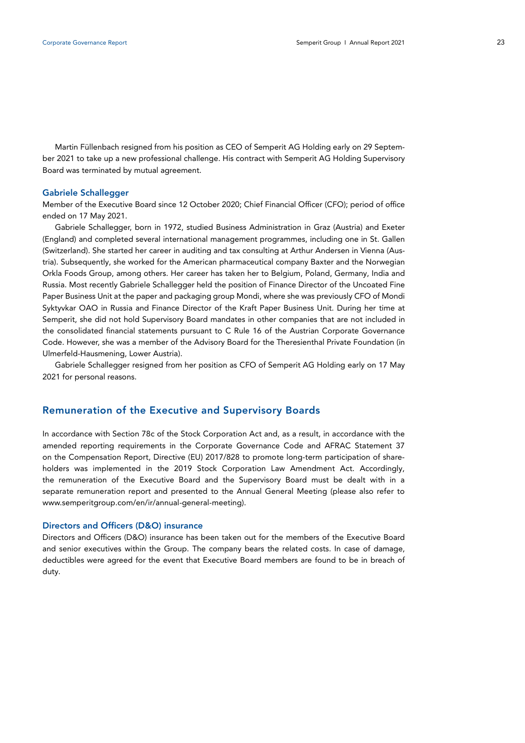Martin Füllenbach resigned from his position as CEO of Semperit AG Holding early on 29 September 2021 to take up a new professional challenge. His contract with Semperit AG Holding Supervisory Board was terminated by mutual agreement.

### Gabriele Schallegger

Member of the Executive Board since 12 October 2020; Chief Financial Officer (CFO); period of office ended on 17 May 2021.

Gabriele Schallegger, born in 1972, studied Business Administration in Graz (Austria) and Exeter (England) and completed several international management programmes, including one in St. Gallen (Switzerland). She started her career in auditing and tax consulting at Arthur Andersen in Vienna (Austria). Subsequently, she worked for the American pharmaceutical company Baxter and the Norwegian Orkla Foods Group, among others. Her career has taken her to Belgium, Poland, Germany, India and Russia. Most recently Gabriele Schallegger held the position of Finance Director of the Uncoated Fine Paper Business Unit at the paper and packaging group Mondi, where she was previously CFO of Mondi Syktyvkar OAO in Russia and Finance Director of the Kraft Paper Business Unit. During her time at Semperit, she did not hold Supervisory Board mandates in other companies that are not included in the consolidated financial statements pursuant to C Rule 16 of the Austrian Corporate Governance Code. However, she was a member of the Advisory Board for the Theresienthal Private Foundation (in Ulmerfeld-Hausmening, Lower Austria).

Gabriele Schallegger resigned from her position as CFO of Semperit AG Holding early on 17 May 2021 for personal reasons.

## Remuneration of the Executive and Supervisory Boards

In accordance with Section 78c of the Stock Corporation Act and, as a result, in accordance with the amended reporting requirements in the Corporate Governance Code and AFRAC Statement 37 on the Compensation Report, Directive (EU) 2017/828 to promote long-term participation of shareholders was implemented in the 2019 Stock Corporation Law Amendment Act. Accordingly, the remuneration of the Executive Board and the Supervisory Board must be dealt with in a separate remuneration report and presented to the Annual General Meeting (please also refer to www.semperitgroup.com/en/ir/annual-general-meeting).

### Directors and Officers (D&O) insurance

Directors and Officers (D&O) insurance has been taken out for the members of the Executive Board and senior executives within the Group. The company bears the related costs. In case of damage, deductibles were agreed for the event that Executive Board members are found to be in breach of duty.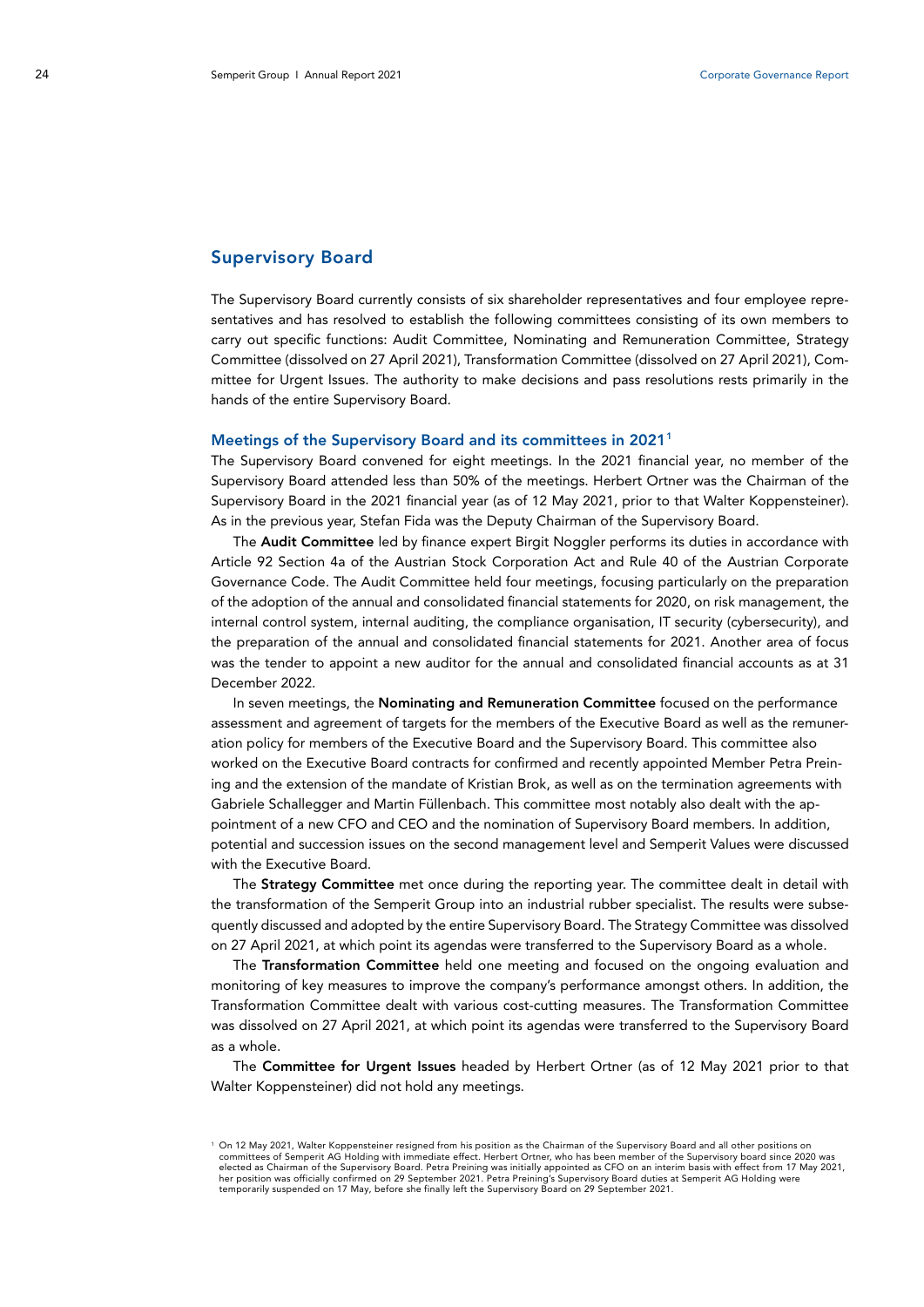## Supervisory Board

The Supervisory Board currently consists of six shareholder representatives and four employee representatives and has resolved to establish the following committees consisting of its own members to carry out specific functions: Audit Committee, Nominating and Remuneration Committee, Strategy Committee (dissolved on 27 April 2021), Transformation Committee (dissolved on 27 April 2021), Committee for Urgent Issues. The authority to make decisions and pass resolutions rests primarily in the hands of the entire Supervisory Board.

### Meetings of the Supervisory Board and its committees in 2021[1]

The Supervisory Board convened for eight meetings. In the 2021 financial year, no member of the Supervisory Board attended less than 50% of the meetings. Herbert Ortner was the Chairman of the Supervisory Board in the 2021 financial year (as of 12 May 2021, prior to that Walter Koppensteiner). As in the previous year, Stefan Fida was the Deputy Chairman of the Supervisory Board.

The **Audit Committee** led by finance expert Birgit Noggler performs its duties in accordance with Article 92 Section 4a of the Austrian Stock Corporation Act and Rule 40 of the Austrian Corporate Governance Code. The Audit Committee held four meetings, focusing particularly on the preparation of the adoption of the annual and consolidated financial statements for 2020, on risk management, the internal control system, internal auditing, the compliance organisation, IT security (cybersecurity), and the preparation of the annual and consolidated financial statements for 2021. Another area of focus was the tender to appoint a new auditor for the annual and consolidated financial accounts as at 31 December 2022.

In seven meetings, the **Nominating and Remuneration Committee** focused on the performance assessment and agreement of targets for the members of the Executive Board as well as the remuneration policy for members of the Executive Board and the Supervisory Board. This committee also worked on the Executive Board contracts for confirmed and recently appointed Member Petra Preining and the extension of the mandate of Kristian Brok, as well as on the termination agreements with Gabriele Schallegger and Martin Füllenbach. This committee most notably also dealt with the appointment of a new CFO and CEO and the nomination of Supervisory Board members. In addition, potential and succession issues on the second management level and Semperit Values were discussed with the Executive Board.

The **Strategy Committee** met once during the reporting year. The committee dealt in detail with the transformation of the Semperit Group into an industrial rubber specialist. The results were subsequently discussed and adopted by the entire Supervisory Board. The Strategy Committee was dissolved on 27 April 2021, at which point its agendas were transferred to the Supervisory Board as a whole.

The **Transformation Committee** held one meeting and focused on the ongoing evaluation and monitoring of key measures to improve the company's performance amongst others. In addition, the Transformation Committee dealt with various cost-cutting measures. The Transformation Committee was dissolved on 27 April 2021, at which point its agendas were transferred to the Supervisory Board as a whole.

The **Committee for Urgent Issues** headed by Herbert Ortner (as of 12 May 2021 prior to that Walter Koppensteiner) did not hold any meetings.

[1] On 12 May 2021, Walter Koppensteiner resigned from his position as the Chairman of the Supervisory Board and all other positions on committees of Semperit AG Holding with immediate effect. Herbert Ortner, who has been member of the Supervisory board since 2020 was elected as Chairman of the Supervisory Board. Petra Preining was initially appointed as CFO on an interim basis with effect from 17 May 2021, her position was officially confirmed on 29 September 2021. Petra Preining's Supervisory Board duties at Semperit AG Holding were temporarily suspended on 17 May, before she finally left the Supervisory Board on 29 September 2021.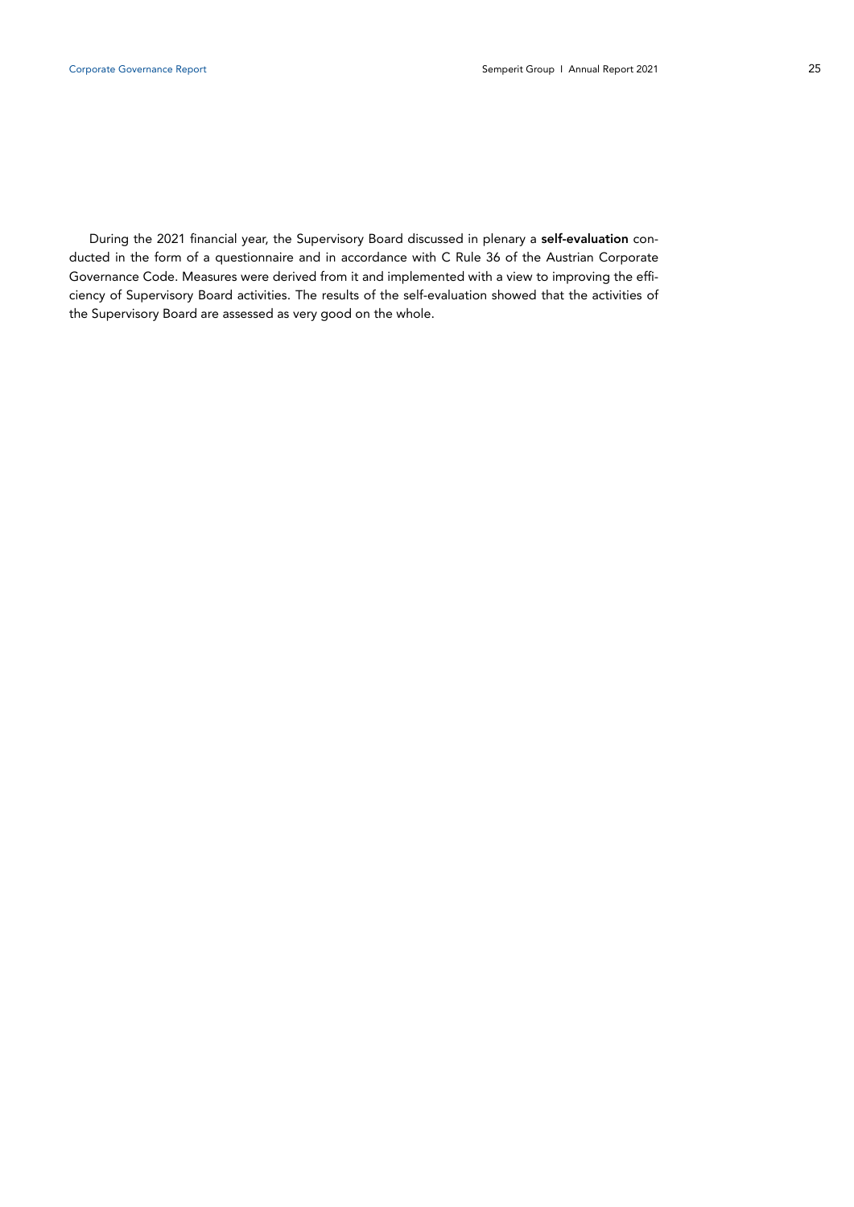During the 2021 financial year, the Supervisory Board discussed in plenary a **self-evaluation** conducted in the form of a questionnaire and in accordance with C Rule 36 of the Austrian Corporate Governance Code. Measures were derived from it and implemented with a view to improving the efficiency of Supervisory Board activities. The results of the self-evaluation showed that the activities of the Supervisory Board are assessed as very good on the whole.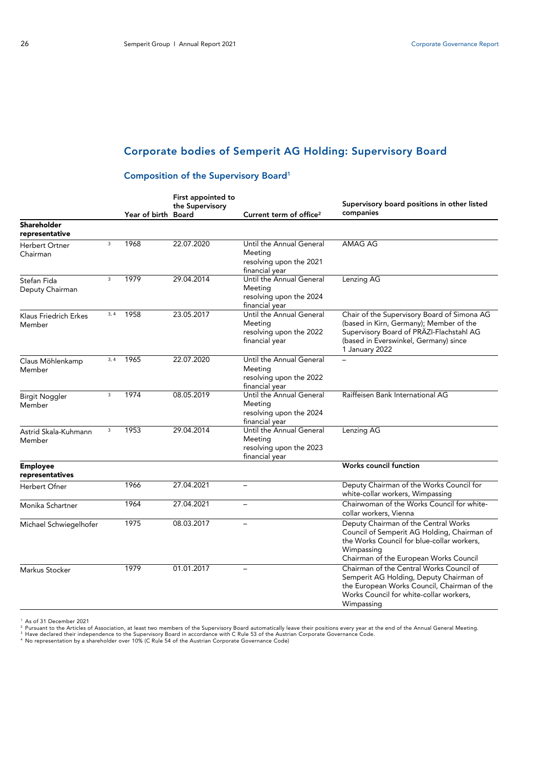## Corporate bodies of Semperit AG Holding: Supervisory Board

### Composition of the Supervisory Board[1]

| | | Year of birth | First appointed to the Supervisory Board | Current term of office[2] | Supervisory board positions in other listed companies |
|---|---|---|---|---|---|
| **Shareholder representative** | | | | | |
| Herbert Ortner Chairman | 3 | 1968 | 22.07.2020 | Until the Annual General Meeting resolving upon the 2021 financial year | AMAG AG |
| Stefan Fida Deputy Chairman | 3 | 1979 | 29.04.2014 | Until the Annual General Meeting resolving upon the 2024 financial year | Lenzing AG |
| Klaus Friedrich Erkes Member | 3, 4 | 1958 | 23.05.2017 | Until the Annual General Meeting resolving upon the 2022 financial year | Chair of the Supervisory Board of Simona AG (based in Kirn, Germany); Member of the Supervisory Board of PRÄZI-Flachstahl AG (based in Everswinkel, Germany) since 1 January 2022 |
| Claus Möhlenkamp Member | 3, 4 | 1965 | 22.07.2020 | Until the Annual General Meeting resolving upon the 2022 financial year | – |
| Birgit Noggler Member | 3 | 1974 | 08.05.2019 | Until the Annual General Meeting resolving upon the 2024 financial year | Raiffeisen Bank International AG |
| Astrid Skala-Kuhmann Member | 3 | 1953 | 29.04.2014 | Until the Annual General Meeting resolving upon the 2023 financial year | Lenzing AG |
| **Employee representatives** | | | | | **Works council function** |
| Herbert Ofner | | 1966 | 27.04.2021 | – | Deputy Chairman of the Works Council for white-collar workers, Wimpassing |
| Monika Schartner | | 1964 | 27.04.2021 | – | Chairwoman of the Works Council for white-collar workers, Vienna |
| Michael Schwiegelhofer | | 1975 | 08.03.2017 | – | Deputy Chairman of the Central Works Council of Semperit AG Holding, Chairman of the Works Council for blue-collar workers, Wimpassing; Chairman of the European Works Council |
| Markus Stocker | | 1979 | 01.01.2017 | – | Chairman of the Central Works Council of Semperit AG Holding, Deputy Chairman of the European Works Council, Chairman of the Works Council for white-collar workers, Wimpassing |

[1] As of 31 December 2021
[2] Pursuant to the Articles of Association, at least two members of the Supervisory Board automatically leave their positions every year at the end of the Annual General Meeting.
[3] Have declared their independence to the Supervisory Board in accordance with C Rule 53 of the Austrian Corporate Governance Code.
[4] No representation by a shareholder over 10% (C Rule 54 of the Austrian Corporate Governance Code)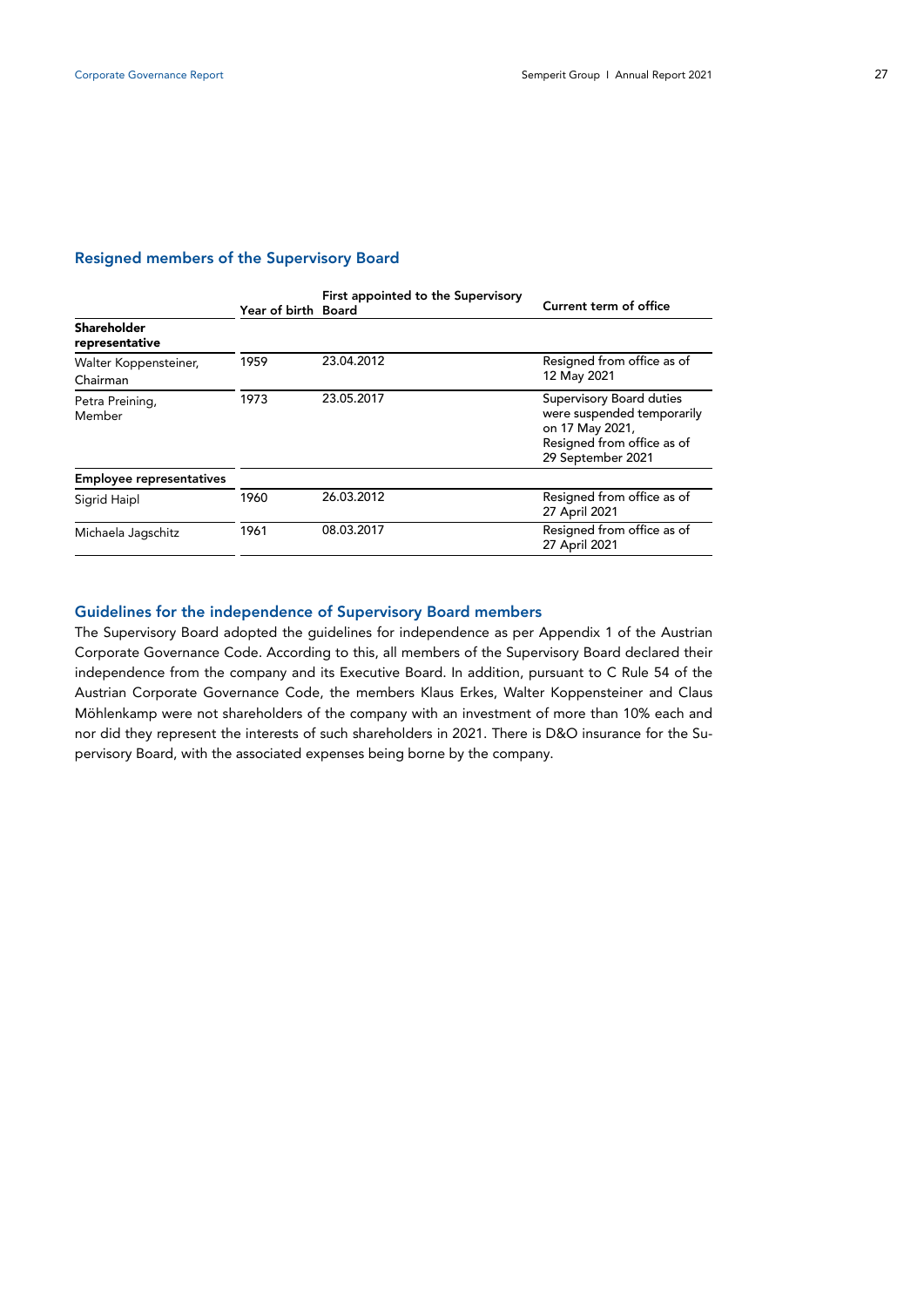## Resigned members of the Supervisory Board

| | Year of birth | First appointed to the Supervisory Board | Current term of office |
|---|---|---|---|
| **Shareholder representative** | | | |
| Walter Koppensteiner, Chairman | 1959 | 23.04.2012 | Resigned from office as of 12 May 2021 |
| Petra Preining, Member | 1973 | 23.05.2017 | Supervisory Board duties were suspended temporarily on 17 May 2021, Resigned from office as of 29 September 2021 |
| **Employee representatives** | | | |
| Sigrid Haipl | 1960 | 26.03.2012 | Resigned from office as of 27 April 2021 |
| Michaela Jagschitz | 1961 | 08.03.2017 | Resigned from office as of 27 April 2021 |

## Guidelines for the independence of Supervisory Board members

The Supervisory Board adopted the guidelines for independence as per Appendix 1 of the Austrian Corporate Governance Code. According to this, all members of the Supervisory Board declared their independence from the company and its Executive Board. In addition, pursuant to C Rule 54 of the Austrian Corporate Governance Code, the members Klaus Erkes, Walter Koppensteiner and Claus Möhlenkamp were not shareholders of the company with an investment of more than 10% each and nor did they represent the interests of such shareholders in 2021. There is D&O insurance for the Supervisory Board, with the associated expenses being borne by the company.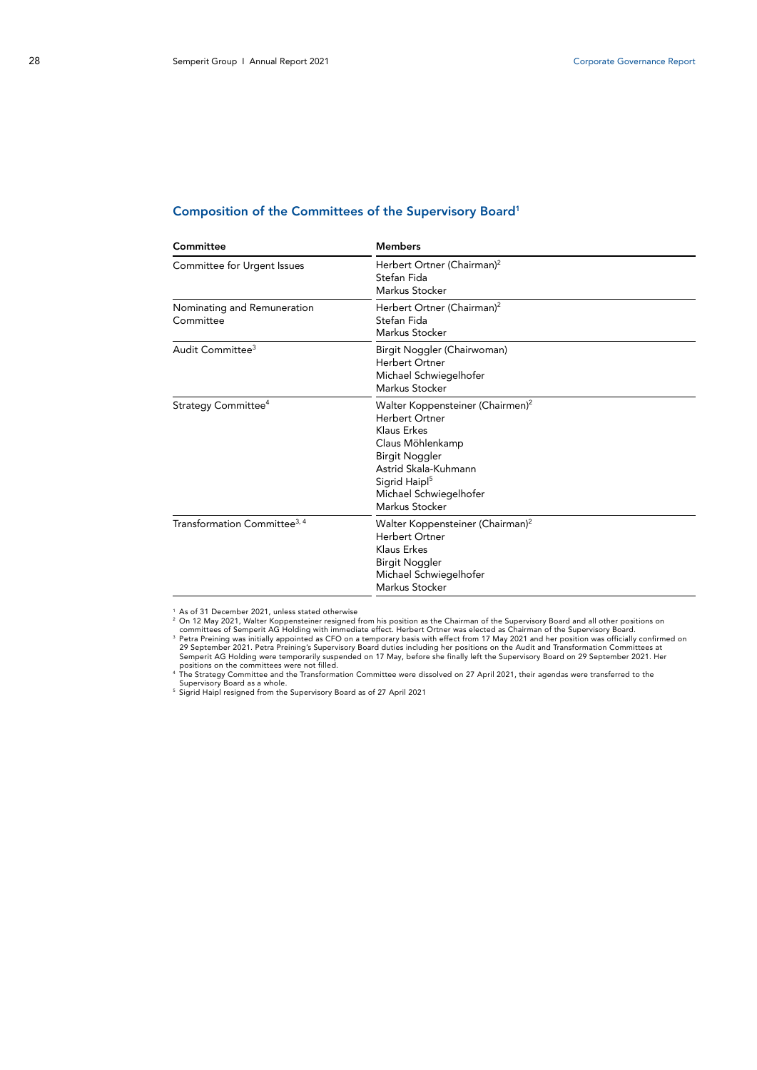## Composition of the Committees of the Supervisory Board[1]

| Committee | Members |
| --- | --- |
| Committee for Urgent Issues | Herbert Ortner (Chairman)[2]<br>Stefan Fida<br>Markus Stocker |
| Nominating and Remuneration Committee | Herbert Ortner (Chairman)[2]<br>Stefan Fida<br>Markus Stocker |
| Audit Committee[3] | Birgit Noggler (Chairwoman)<br>Herbert Ortner<br>Michael Schwiegelhofer<br>Markus Stocker |
| Strategy Committee[4] | Walter Koppensteiner (Chairmen)[2]<br>Herbert Ortner<br>Klaus Erkes<br>Claus Möhlenkamp<br>Birgit Noggler<br>Astrid Skala-Kuhmann<br>Sigrid Haipl[5]<br>Michael Schwiegelhofer<br>Markus Stocker |
| Transformation Committee[3, 4] | Walter Koppensteiner (Chairman)[2]<br>Herbert Ortner<br>Klaus Erkes<br>Birgit Noggler<br>Michael Schwiegelhofer<br>Markus Stocker |

[1] As of 31 December 2021, unless stated otherwise

[2] On 12 May 2021, Walter Koppensteiner resigned from his position as the Chairman of the Supervisory Board and all other positions on committees of Semperit AG Holding with immediate effect. Herbert Ortner was elected as Chairman of the Supervisory Board.

[3] Petra Preining was initially appointed as CFO on a temporary basis with effect from 17 May 2021 and her position was officially confirmed on 29 September 2021. Petra Preining's Supervisory Board duties including her positions on the Audit and Transformation Committees at Semperit AG Holding were temporarily suspended on 17 May, before she finally left the Supervisory Board on 29 September 2021. Her positions on the committees were not filled.

[4] The Strategy Committee and the Transformation Committee were dissolved on 27 April 2021, their agendas were transferred to the Supervisory Board as a whole.

[5] Sigrid Haipl resigned from the Supervisory Board as of 27 April 2021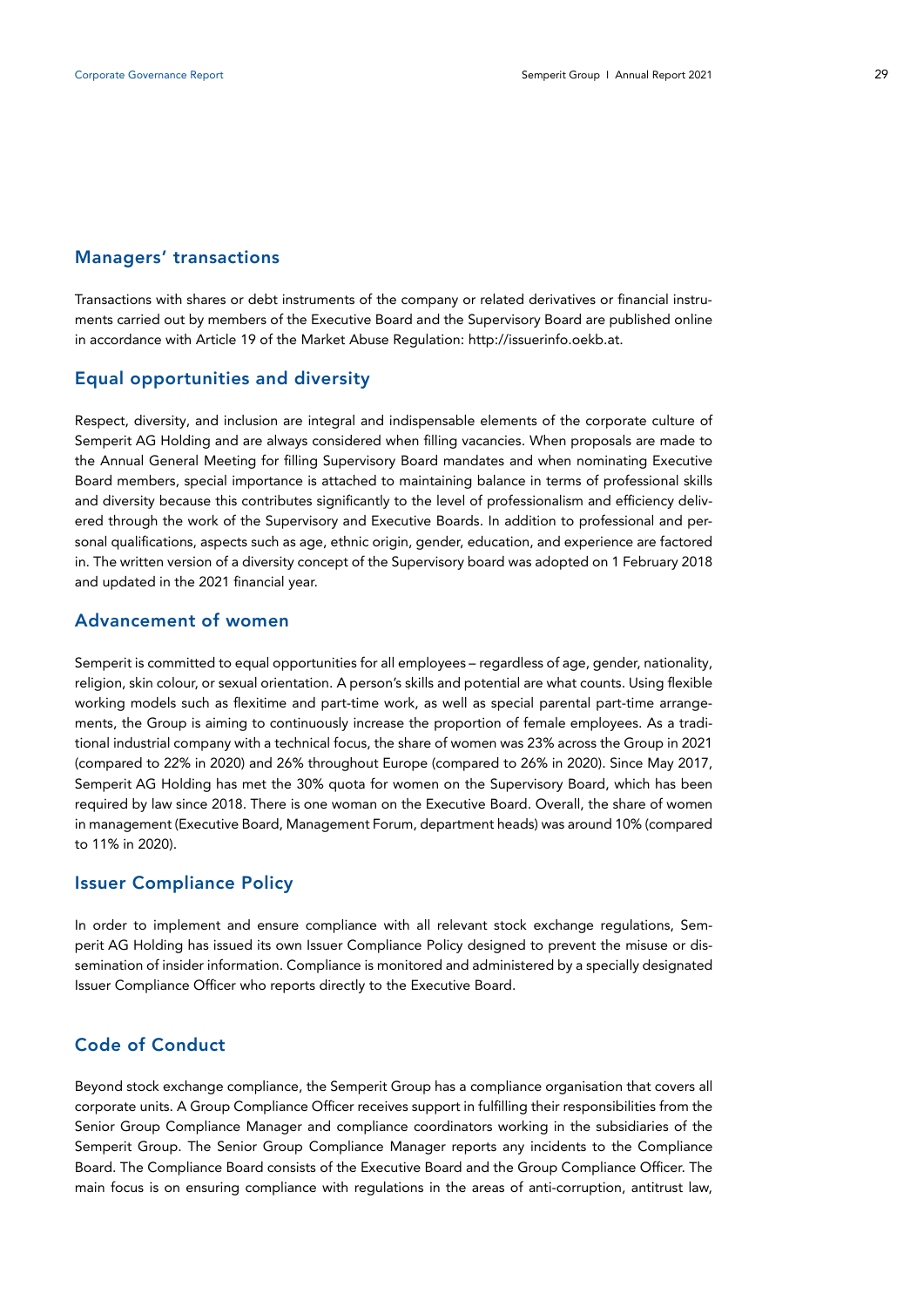## Managers' transactions

Transactions with shares or debt instruments of the company or related derivatives or financial instruments carried out by members of the Executive Board and the Supervisory Board are published online in accordance with Article 19 of the Market Abuse Regulation: http://issuerinfo.oekb.at.

## Equal opportunities and diversity

Respect, diversity, and inclusion are integral and indispensable elements of the corporate culture of Semperit AG Holding and are always considered when filling vacancies. When proposals are made to the Annual General Meeting for filling Supervisory Board mandates and when nominating Executive Board members, special importance is attached to maintaining balance in terms of professional skills and diversity because this contributes significantly to the level of professionalism and efficiency delivered through the work of the Supervisory and Executive Boards. In addition to professional and personal qualifications, aspects such as age, ethnic origin, gender, education, and experience are factored in. The written version of a diversity concept of the Supervisory board was adopted on 1 February 2018 and updated in the 2021 financial year.

## Advancement of women

Semperit is committed to equal opportunities for all employees – regardless of age, gender, nationality, religion, skin colour, or sexual orientation. A person's skills and potential are what counts. Using flexible working models such as flexitime and part-time work, as well as special parental part-time arrangements, the Group is aiming to continuously increase the proportion of female employees. As a traditional industrial company with a technical focus, the share of women was 23% across the Group in 2021 (compared to 22% in 2020) and 26% throughout Europe (compared to 26% in 2020). Since May 2017, Semperit AG Holding has met the 30% quota for women on the Supervisory Board, which has been required by law since 2018. There is one woman on the Executive Board. Overall, the share of women in management (Executive Board, Management Forum, department heads) was around 10% (compared to 11% in 2020).

## Issuer Compliance Policy

In order to implement and ensure compliance with all relevant stock exchange regulations, Semperit AG Holding has issued its own Issuer Compliance Policy designed to prevent the misuse or dissemination of insider information. Compliance is monitored and administered by a specially designated Issuer Compliance Officer who reports directly to the Executive Board.

## Code of Conduct

Beyond stock exchange compliance, the Semperit Group has a compliance organisation that covers all corporate units. A Group Compliance Officer receives support in fulfilling their responsibilities from the Senior Group Compliance Manager and compliance coordinators working in the subsidiaries of the Semperit Group. The Senior Group Compliance Manager reports any incidents to the Compliance Board. The Compliance Board consists of the Executive Board and the Group Compliance Officer. The main focus is on ensuring compliance with regulations in the areas of anti-corruption, antitrust law,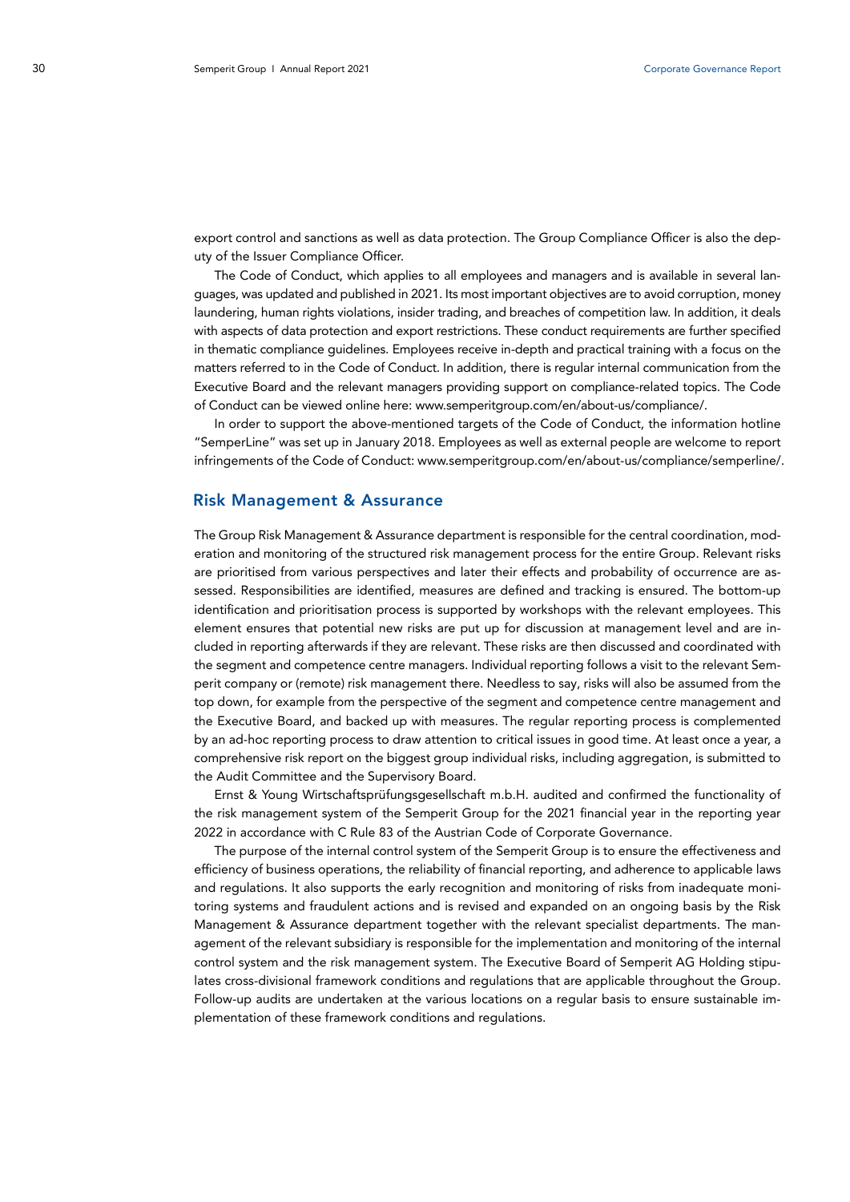export control and sanctions as well as data protection. The Group Compliance Officer is also the deputy of the Issuer Compliance Officer.

The Code of Conduct, which applies to all employees and managers and is available in several languages, was updated and published in 2021. Its most important objectives are to avoid corruption, money laundering, human rights violations, insider trading, and breaches of competition law. In addition, it deals with aspects of data protection and export restrictions. These conduct requirements are further specified in thematic compliance guidelines. Employees receive in-depth and practical training with a focus on the matters referred to in the Code of Conduct. In addition, there is regular internal communication from the Executive Board and the relevant managers providing support on compliance-related topics. The Code of Conduct can be viewed online here: www.semperitgroup.com/en/about-us/compliance/.

In order to support the above-mentioned targets of the Code of Conduct, the information hotline "SemperLine" was set up in January 2018. Employees as well as external people are welcome to report infringements of the Code of Conduct: www.semperitgroup.com/en/about-us/compliance/semperline/.

## Risk Management & Assurance

The Group Risk Management & Assurance department is responsible for the central coordination, moderation and monitoring of the structured risk management process for the entire Group. Relevant risks are prioritised from various perspectives and later their effects and probability of occurrence are assessed. Responsibilities are identified, measures are defined and tracking is ensured. The bottom-up identification and prioritisation process is supported by workshops with the relevant employees. This element ensures that potential new risks are put up for discussion at management level and are included in reporting afterwards if they are relevant. These risks are then discussed and coordinated with the segment and competence centre managers. Individual reporting follows a visit to the relevant Semperit company or (remote) risk management there. Needless to say, risks will also be assumed from the top down, for example from the perspective of the segment and competence centre management and the Executive Board, and backed up with measures. The regular reporting process is complemented by an ad-hoc reporting process to draw attention to critical issues in good time. At least once a year, a comprehensive risk report on the biggest group individual risks, including aggregation, is submitted to the Audit Committee and the Supervisory Board.

Ernst & Young Wirtschaftsprüfungsgesellschaft m.b.H. audited and confirmed the functionality of the risk management system of the Semperit Group for the 2021 financial year in the reporting year 2022 in accordance with C Rule 83 of the Austrian Code of Corporate Governance.

The purpose of the internal control system of the Semperit Group is to ensure the effectiveness and efficiency of business operations, the reliability of financial reporting, and adherence to applicable laws and regulations. It also supports the early recognition and monitoring of risks from inadequate monitoring systems and fraudulent actions and is revised and expanded on an ongoing basis by the Risk Management & Assurance department together with the relevant specialist departments. The management of the relevant subsidiary is responsible for the implementation and monitoring of the internal control system and the risk management system. The Executive Board of Semperit AG Holding stipulates cross-divisional framework conditions and regulations that are applicable throughout the Group. Follow-up audits are undertaken at the various locations on a regular basis to ensure sustainable implementation of these framework conditions and regulations.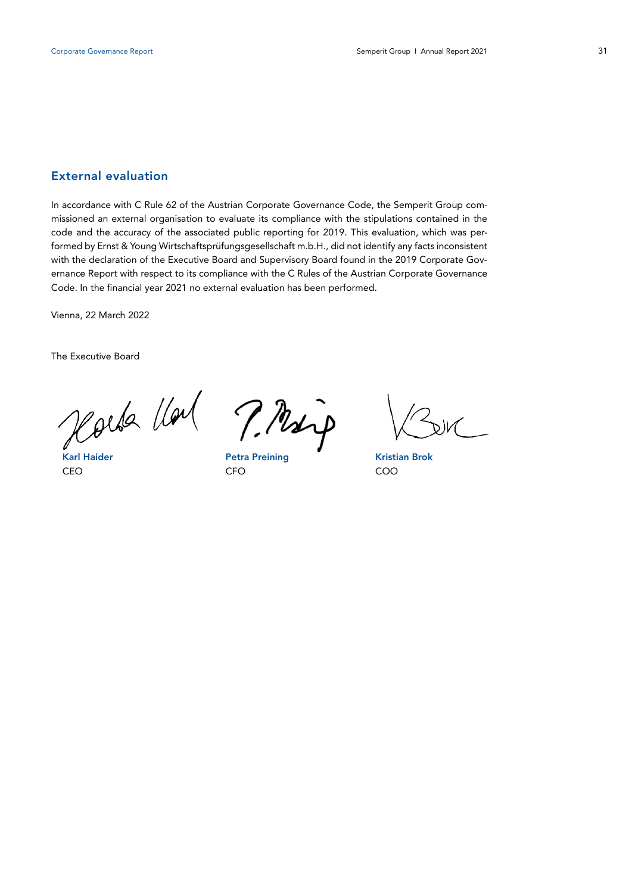## External evaluation

In accordance with C Rule 62 of the Austrian Corporate Governance Code, the Semperit Group commissioned an external organisation to evaluate its compliance with the stipulations contained in the code and the accuracy of the associated public reporting for 2019. This evaluation, which was performed by Ernst & Young Wirtschaftsprüfungsgesellschaft m.b.H., did not identify any facts inconsistent with the declaration of the Executive Board and Supervisory Board found in the 2019 Corporate Governance Report with respect to its compliance with the C Rules of the Austrian Corporate Governance Code. In the financial year 2021 no external evaluation has been performed.

Vienna, 22 March 2022

The Executive Board

| | | |
|---|---|---|
| **Karl Haider** | **Petra Preining** | **Kristian Brok** |
| CEO | CFO | COO |